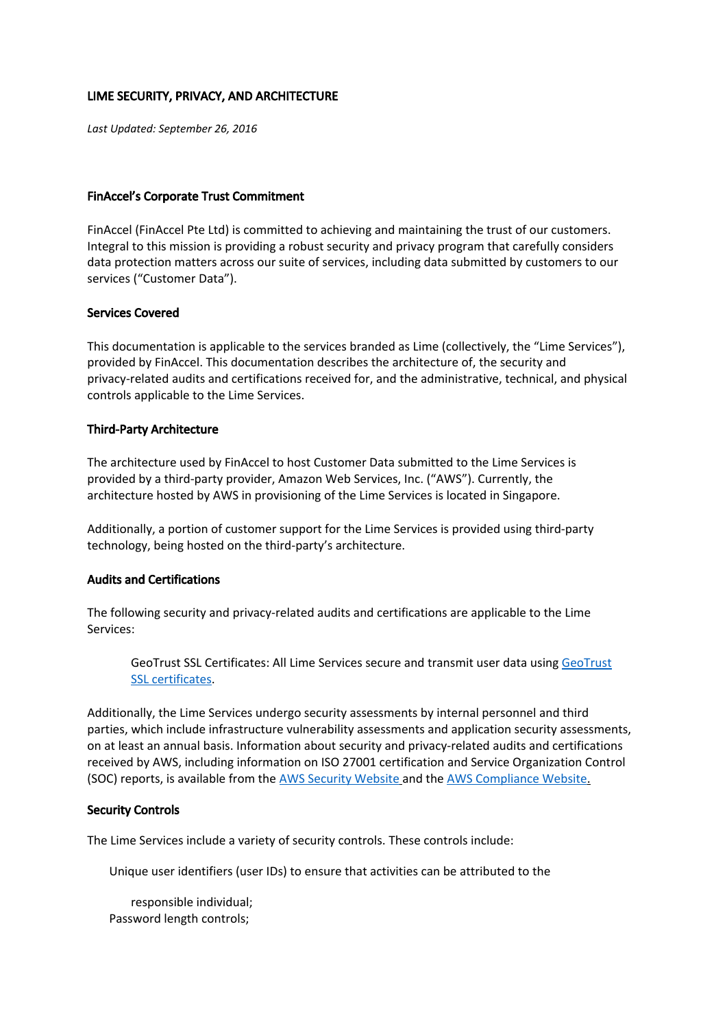## LIME SECURITY, PRIVACY, AND ARCHITECTURE

*Last Updated: September 26, 2016*

### FinAccel's Corporate Trust Commitment

FinAccel (FinAccel Pte Ltd) is committed to achieving and maintaining the trust of our customers. Integral to this mission is providing a robust security and privacy program that carefully considers data protection matters across our suite of services, including data submitted by customers to our services ("Customer Data").

### Services Covered

This documentation is applicable to the services branded as Lime (collectively, the "Lime Services"), provided by FinAccel. This documentation describes the architecture of, the security and privacy-related audits and certifications received for, and the administrative, technical, and physical controls applicable to the Lime Services.

### Third-Party Architecture

The architecture used by FinAccel to host Customer Data submitted to the Lime Services is provided by a third-party provider, Amazon Web Services, Inc. ("AWS"). Currently, the architecture hosted by AWS in provisioning of the Lime Services is located in Singapore.

Additionally, a portion of customer support for the Lime Services is provided using third-party technology, being hosted on the third-party's architecture.

### Audits and Certifications

The following security and privacy-related audits and certifications are applicable to the Lime Services:

> GeoTrust SSL Certificates: All Lime Services secure and transmit user data using [GeoTrust SSL certificates](GeoTrust SSL certificates).

Additionally, the Lime Services undergo security assessments by internal personnel and third parties, which include infrastructure vulnerability assessments and application security assessments, on at least an annual basis. Information about security and privacy-related audits and certifications received by AWS, including information on ISO 27001 certification and Service Organization Control (SOC) reports, is available from the [AWS Security Website](AWS Security Website) and the [AWS Compliance Website](AWS Compliance Website).

### Security Controls

The Lime Services include a variety of security controls. These controls include:

- Unique user identifiers (user IDs) to ensure that activities can be attributed to the responsible individual;
- Password length controls;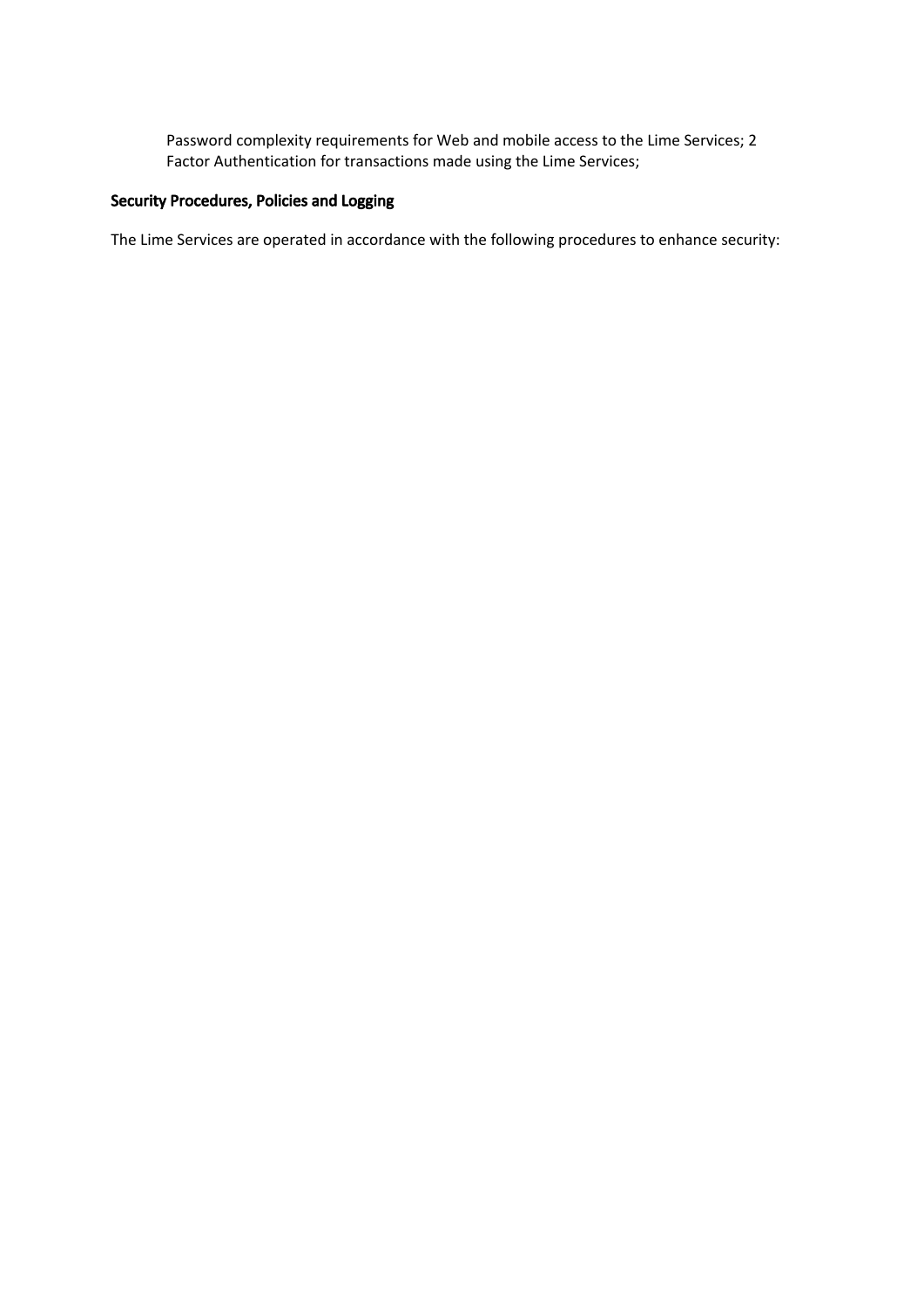Password complexity requirements for Web and mobile access to the Lime Services; 2 Factor Authentication for transactions made using the Lime Services;

## Security Procedures, Policies and Logging

The Lime Services are operated in accordance with the following procedures to enhance security: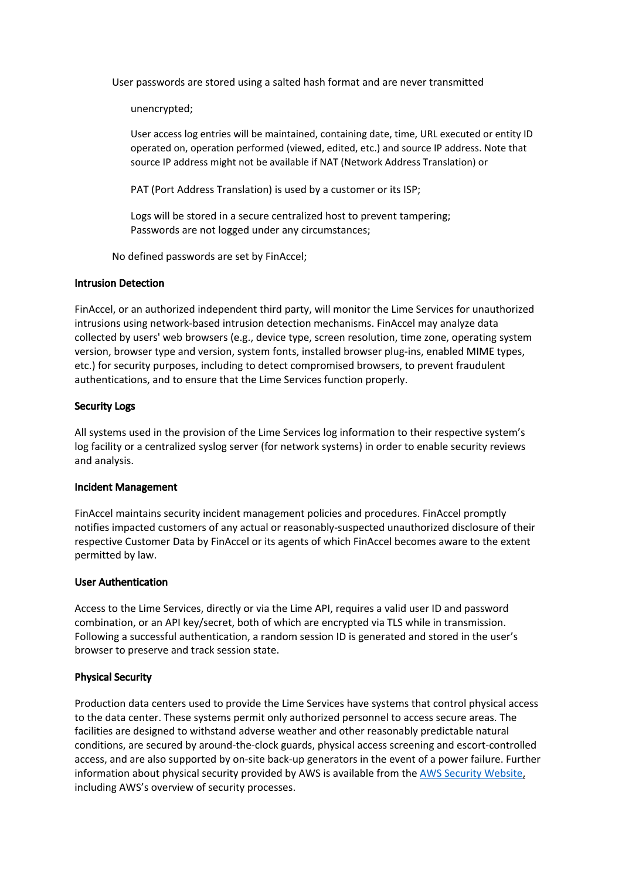User passwords are stored using a salted hash format and are never transmitted unencrypted;

User access log entries will be maintained, containing date, time, URL executed or entity ID operated on, operation performed (viewed, edited, etc.) and source IP address. Note that source IP address might not be available if NAT (Network Address Translation) or PAT (Port Address Translation) is used by a customer or its ISP;

Logs will be stored in a secure centralized host to prevent tampering;
Passwords are not logged under any circumstances;

No defined passwords are set by FinAccel;

**Intrusion Detection**

FinAccel, or an authorized independent third party, will monitor the Lime Services for unauthorized intrusions using network-based intrusion detection mechanisms. FinAccel may analyze data collected by users' web browsers (e.g., device type, screen resolution, time zone, operating system version, browser type and version, system fonts, installed browser plug-ins, enabled MIME types, etc.) for security purposes, including to detect compromised browsers, to prevent fraudulent authentications, and to ensure that the Lime Services function properly.

**Security Logs**

All systems used in the provision of the Lime Services log information to their respective system's log facility or a centralized syslog server (for network systems) in order to enable security reviews and analysis.

**Incident Management**

FinAccel maintains security incident management policies and procedures. FinAccel promptly notifies impacted customers of any actual or reasonably-suspected unauthorized disclosure of their respective Customer Data by FinAccel or its agents of which FinAccel becomes aware to the extent permitted by law.

**User Authentication**

Access to the Lime Services, directly or via the Lime API, requires a valid user ID and password combination, or an API key/secret, both of which are encrypted via TLS while in transmission. Following a successful authentication, a random session ID is generated and stored in the user's browser to preserve and track session state.

**Physical Security**

Production data centers used to provide the Lime Services have systems that control physical access to the data center. These systems permit only authorized personnel to access secure areas. The facilities are designed to withstand adverse weather and other reasonably predictable natural conditions, are secured by around-the-clock guards, physical access screening and escort-controlled access, and are also supported by on-site back-up generators in the event of a power failure. Further information about physical security provided by AWS is available from the AWS Security Website, including AWS's overview of security processes.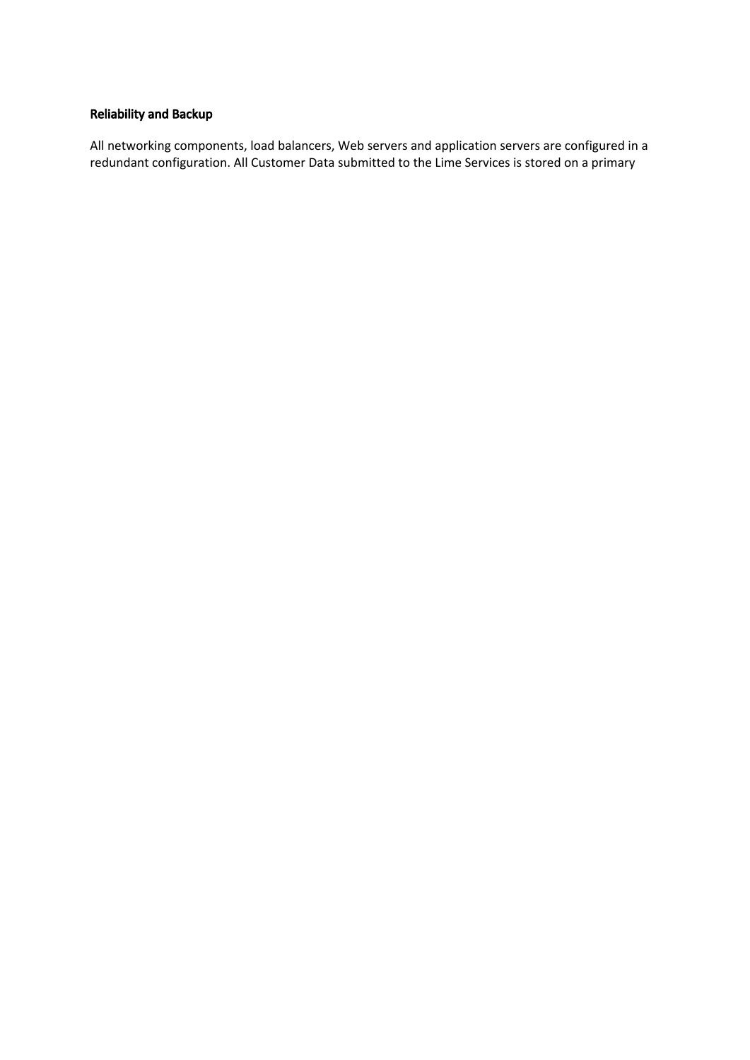### Reliability and Backup

All networking components, load balancers, Web servers and application servers are configured in a redundant configuration. All Customer Data submitted to the Lime Services is stored on a primary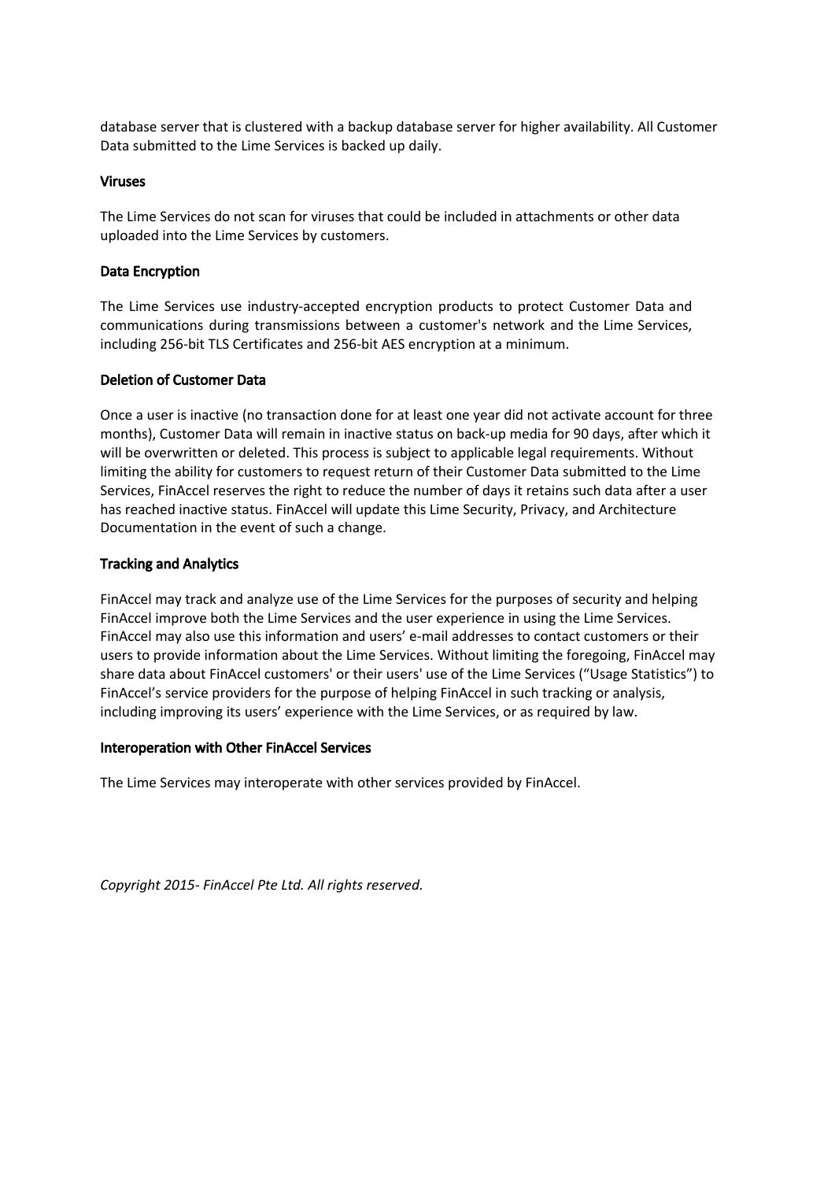database server that is clustered with a backup database server for higher availability. All Customer Data submitted to the Lime Services is backed up daily.

**Viruses**

The Lime Services do not scan for viruses that could be included in attachments or other data uploaded into the Lime Services by customers.

**Data Encryption**

The Lime Services use industry-accepted encryption products to protect Customer Data and communications during transmissions between a customer's network and the Lime Services, including 256-bit TLS Certificates and 256-bit AES encryption at a minimum.

**Deletion of Customer Data**

Once a user is inactive (no transaction done for at least one year did not activate account for three months), Customer Data will remain in inactive status on back-up media for 90 days, after which it will be overwritten or deleted. This process is subject to applicable legal requirements. Without limiting the ability for customers to request return of their Customer Data submitted to the Lime Services, FinAccel reserves the right to reduce the number of days it retains such data after a user has reached inactive status. FinAccel will update this Lime Security, Privacy, and Architecture Documentation in the event of such a change.

**Tracking and Analytics**

FinAccel may track and analyze use of the Lime Services for the purposes of security and helping FinAccel improve both the Lime Services and the user experience in using the Lime Services. FinAccel may also use this information and users' e-mail addresses to contact customers or their users to provide information about the Lime Services. Without limiting the foregoing, FinAccel may share data about FinAccel customers' or their users' use of the Lime Services ("Usage Statistics") to FinAccel's service providers for the purpose of helping FinAccel in such tracking or analysis, including improving its users' experience with the Lime Services, or as required by law.

**Interoperation with Other FinAccel Services**

The Lime Services may interoperate with other services provided by FinAccel.

*Copyright 2015- FinAccel Pte Ltd. All rights reserved.*